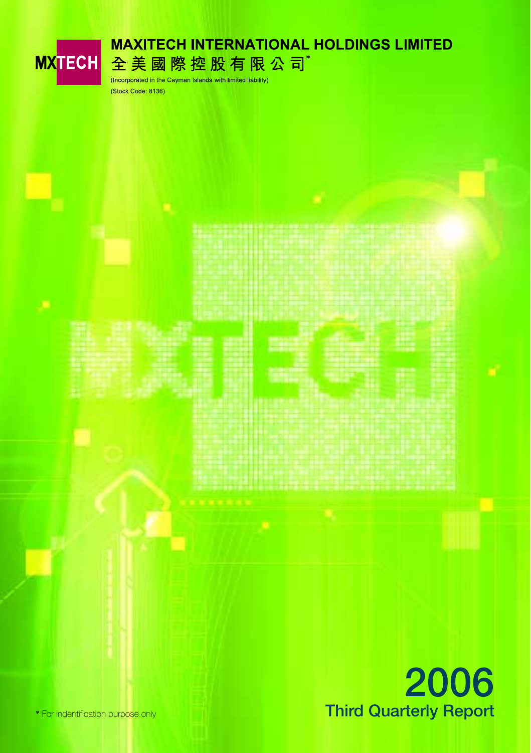MXTECH

# MAXITECH INTERNATIONAL HOLDINGS LIMITED

# 全美國際控股有限公司*

(Incorporated in the Cayman Islands with limited liability)

(Stock Code: 8136)

# 2006
## Third Quarterly Report

* For indentification purpose only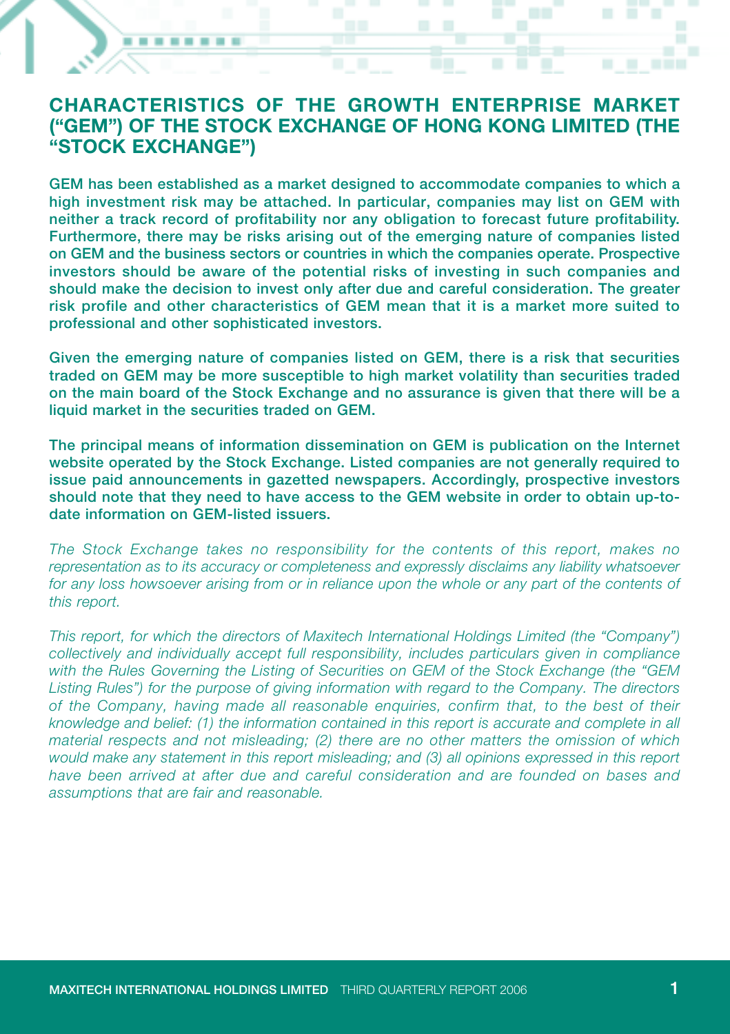# CHARACTERISTICS OF THE GROWTH ENTERPRISE MARKET ("GEM") OF THE STOCK EXCHANGE OF HONG KONG LIMITED (THE "STOCK EXCHANGE")

**GEM has been established as a market designed to accommodate companies to which a high investment risk may be attached. In particular, companies may list on GEM with neither a track record of profitability nor any obligation to forecast future profitability. Furthermore, there may be risks arising out of the emerging nature of companies listed on GEM and the business sectors or countries in which the companies operate. Prospective investors should be aware of the potential risks of investing in such companies and should make the decision to invest only after due and careful consideration. The greater risk profile and other characteristics of GEM mean that it is a market more suited to professional and other sophisticated investors.**

**Given the emerging nature of companies listed on GEM, there is a risk that securities traded on GEM may be more susceptible to high market volatility than securities traded on the main board of the Stock Exchange and no assurance is given that there will be a liquid market in the securities traded on GEM.**

**The principal means of information dissemination on GEM is publication on the Internet website operated by the Stock Exchange. Listed companies are not generally required to issue paid announcements in gazetted newspapers. Accordingly, prospective investors should note that they need to have access to the GEM website in order to obtain up-to-date information on GEM-listed issuers.**

*The Stock Exchange takes no responsibility for the contents of this report, makes no representation as to its accuracy or completeness and expressly disclaims any liability whatsoever for any loss howsoever arising from or in reliance upon the whole or any part of the contents of this report.*

*This report, for which the directors of Maxitech International Holdings Limited (the "Company") collectively and individually accept full responsibility, includes particulars given in compliance with the Rules Governing the Listing of Securities on GEM of the Stock Exchange (the "GEM Listing Rules") for the purpose of giving information with regard to the Company. The directors of the Company, having made all reasonable enquiries, confirm that, to the best of their knowledge and belief: (1) the information contained in this report is accurate and complete in all material respects and not misleading; (2) there are no other matters the omission of which would make any statement in this report misleading; and (3) all opinions expressed in this report have been arrived at after due and careful consideration and are founded on bases and assumptions that are fair and reasonable.*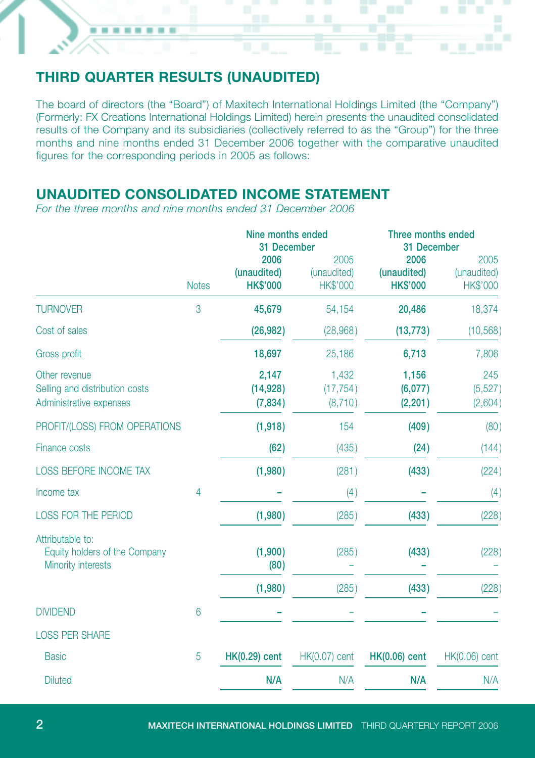## THIRD QUARTER RESULTS (UNAUDITED)

The board of directors (the "Board") of Maxitech International Holdings Limited (the "Company") (Formerly: FX Creations International Holdings Limited) herein presents the unaudited consolidated results of the Company and its subsidiaries (collectively referred to as the "Group") for the three months and nine months ended 31 December 2006 together with the comparative unaudited figures for the corresponding periods in 2005 as follows:

## UNAUDITED CONSOLIDATED INCOME STATEMENT

*For the three months and nine months ended 31 December 2006*

| | Notes | Nine months ended 31 December | | Three months ended 31 December | |
|---|---|---|---|---|---|
| | | **2006 (unaudited) HK$'000** | 2005 (unaudited) HK$'000 | **2006 (unaudited) HK$'000** | 2005 (unaudited) HK$'000 |
| TURNOVER | 3 | **45,679** | 54,154 | **20,486** | 18,374 |
| Cost of sales | | **(26,982)** | (28,968) | **(13,773)** | (10,568) |
| Gross profit | | **18,697** | 25,186 | **6,713** | 7,806 |
| Other revenue | | **2,147** | 1,432 | **1,156** | 245 |
| Selling and distribution costs | | **(14,928)** | (17,754) | **(6,077)** | (5,527) |
| Administrative expenses | | **(7,834)** | (8,710) | **(2,201)** | (2,604) |
| PROFIT/(LOSS) FROM OPERATIONS | | **(1,918)** | 154 | **(409)** | (80) |
| Finance costs | | **(62)** | (435) | **(24)** | (144) |
| LOSS BEFORE INCOME TAX | | **(1,980)** | (281) | **(433)** | (224) |
| Income tax | 4 | **–** | (4) | **–** | (4) |
| LOSS FOR THE PERIOD | | **(1,980)** | (285) | **(433)** | (228) |
| Attributable to: | | | | | |
| Equity holders of the Company | | **(1,900)** | (285) | **(433)** | (228) |
| Minority interests | | **(80)** | – | **–** | – |
| | | **(1,980)** | (285) | **(433)** | (228) |
| DIVIDEND | 6 | **–** | – | **–** | – |
| LOSS PER SHARE | | | | | |
| Basic | 5 | **HK(0.29) cent** | HK(0.07) cent | **HK(0.06) cent** | HK(0.06) cent |
| Diluted | | **N/A** | N/A | **N/A** | N/A |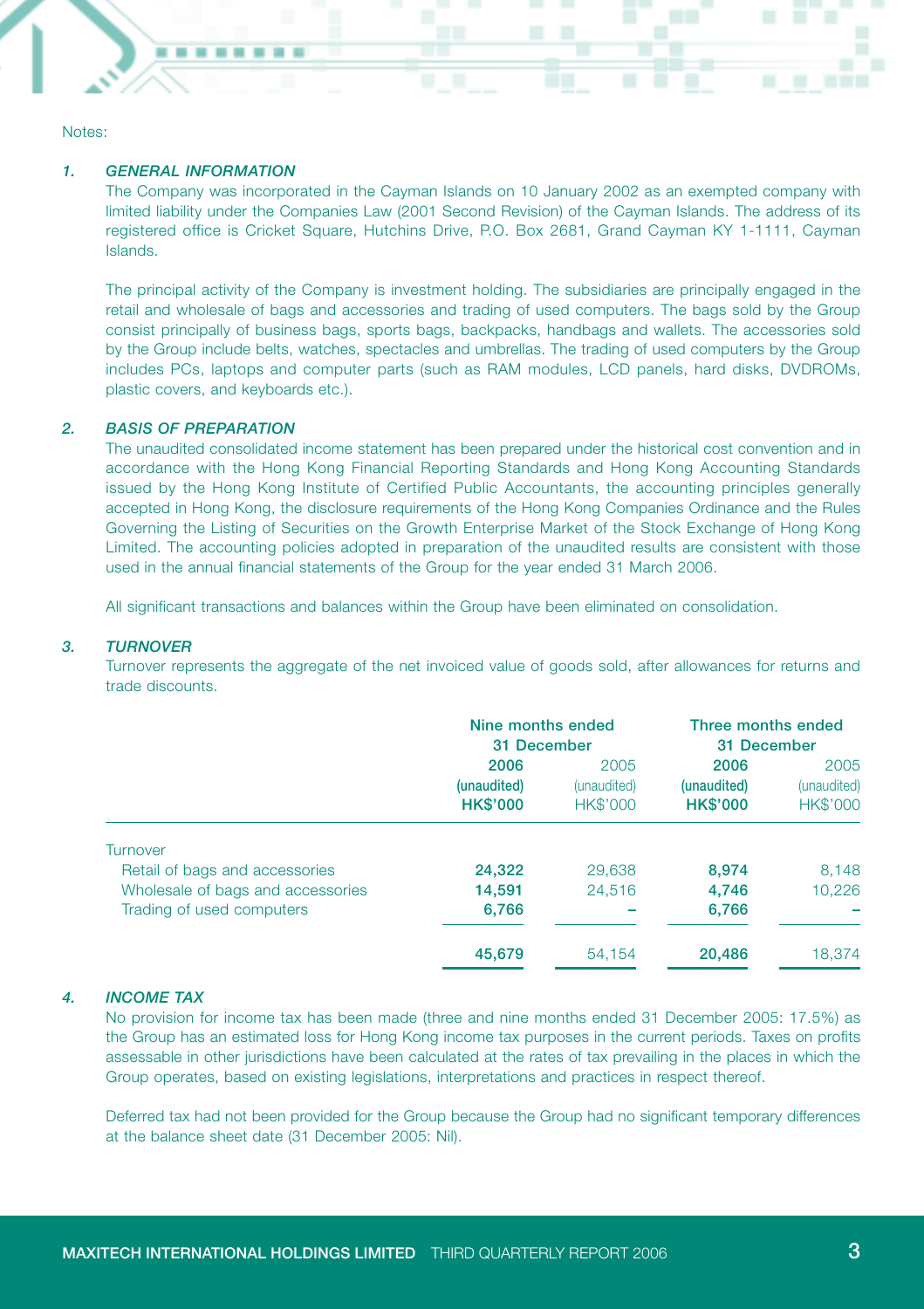Notes:

## 1. GENERAL INFORMATION

The Company was incorporated in the Cayman Islands on 10 January 2002 as an exempted company with limited liability under the Companies Law (2001 Second Revision) of the Cayman Islands. The address of its registered office is Cricket Square, Hutchins Drive, P.O. Box 2681, Grand Cayman KY 1-1111, Cayman Islands.

The principal activity of the Company is investment holding. The subsidiaries are principally engaged in the retail and wholesale of bags and accessories and trading of used computers. The bags sold by the Group consist principally of business bags, sports bags, backpacks, handbags and wallets. The accessories sold by the Group include belts, watches, spectacles and umbrellas. The trading of used computers by the Group includes PCs, laptops and computer parts (such as RAM modules, LCD panels, hard disks, DVDROMs, plastic covers, and keyboards etc.).

## 2. BASIS OF PREPARATION

The unaudited consolidated income statement has been prepared under the historical cost convention and in accordance with the Hong Kong Financial Reporting Standards and Hong Kong Accounting Standards issued by the Hong Kong Institute of Certified Public Accountants, the accounting principles generally accepted in Hong Kong, the disclosure requirements of the Hong Kong Companies Ordinance and the Rules Governing the Listing of Securities on the Growth Enterprise Market of the Stock Exchange of Hong Kong Limited. The accounting policies adopted in preparation of the unaudited results are consistent with those used in the annual financial statements of the Group for the year ended 31 March 2006.

All significant transactions and balances within the Group have been eliminated on consolidation.

## 3. TURNOVER

Turnover represents the aggregate of the net invoiced value of goods sold, after allowances for returns and trade discounts.

| | Nine months ended 31 December | | Three months ended 31 December | |
|---|---|---|---|---|
| | **2006** | 2005 | **2006** | 2005 |
| | **(unaudited)** | (unaudited) | **(unaudited)** | (unaudited) |
| | **HK$'000** | HK$'000 | **HK$'000** | HK$'000 |
| Turnover | | | | |
| Retail of bags and accessories | **24,322** | 29,638 | **8,974** | 8,148 |
| Wholesale of bags and accessories | **14,591** | 24,516 | **4,746** | 10,226 |
| Trading of used computers | **6,766** | – | **6,766** | – |
| | **45,679** | 54,154 | **20,486** | 18,374 |

## 4. INCOME TAX

No provision for income tax has been made (three and nine months ended 31 December 2005: 17.5%) as the Group has an estimated loss for Hong Kong income tax purposes in the current periods. Taxes on profits assessable in other jurisdictions have been calculated at the rates of tax prevailing in the places in which the Group operates, based on existing legislations, interpretations and practices in respect thereof.

Deferred tax had not been provided for the Group because the Group had no significant temporary differences at the balance sheet date (31 December 2005: Nil).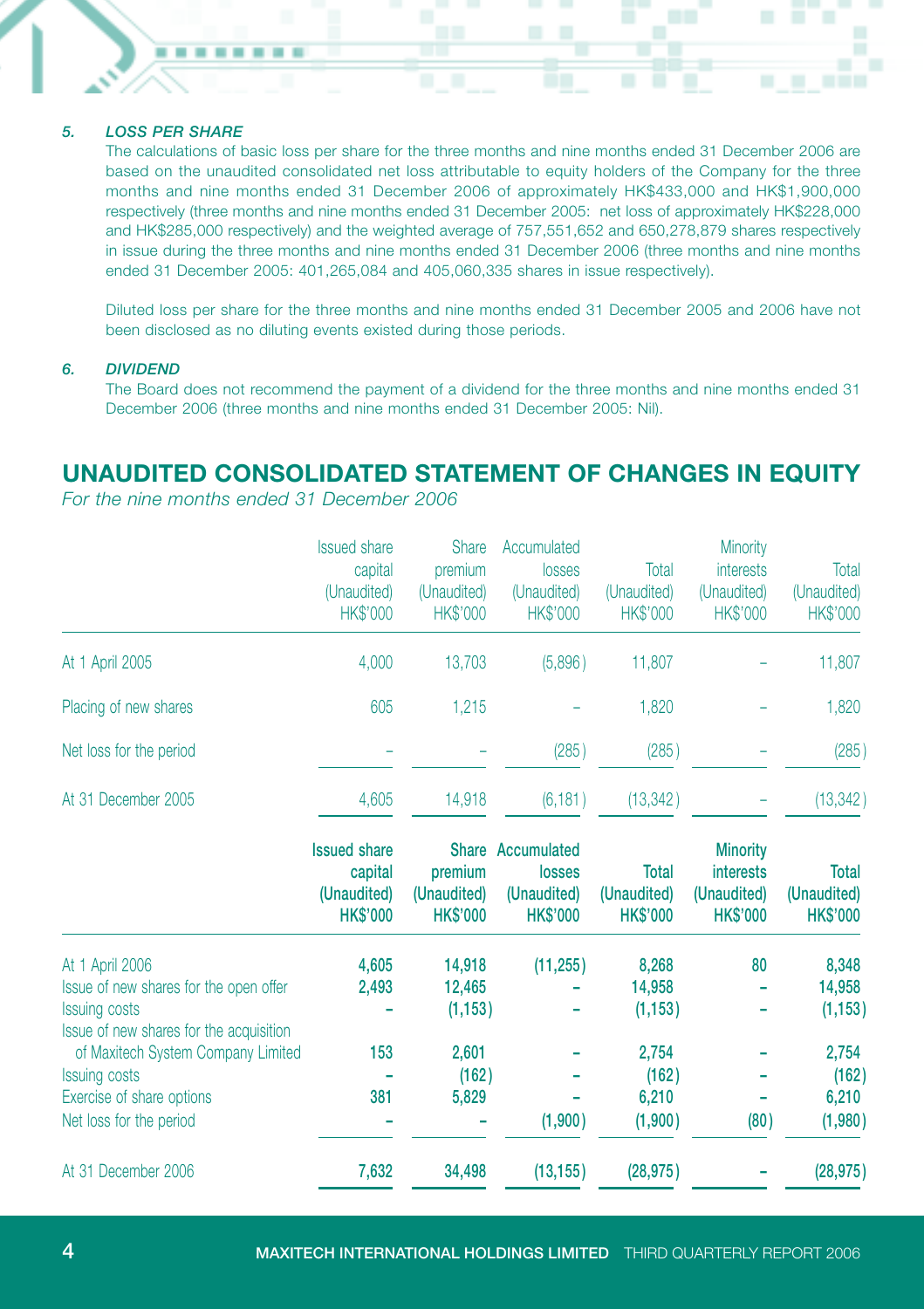### *5. LOSS PER SHARE*

The calculations of basic loss per share for the three months and nine months ended 31 December 2006 are based on the unaudited consolidated net loss attributable to equity holders of the Company for the three months and nine months ended 31 December 2006 of approximately HK$433,000 and HK$1,900,000 respectively (three months and nine months ended 31 December 2005: net loss of approximately HK$228,000 and HK$285,000 respectively) and the weighted average of 757,551,652 and 650,278,879 shares respectively in issue during the three months and nine months ended 31 December 2006 (three months and nine months ended 31 December 2005: 401,265,084 and 405,060,335 shares in issue respectively).

Diluted loss per share for the three months and nine months ended 31 December 2005 and 2006 have not been disclosed as no diluting events existed during those periods.

### *6. DIVIDEND*

The Board does not recommend the payment of a dividend for the three months and nine months ended 31 December 2006 (three months and nine months ended 31 December 2005: Nil).

## UNAUDITED CONSOLIDATED STATEMENT OF CHANGES IN EQUITY

*For the nine months ended 31 December 2006*

| | Issued share capital (Unaudited) HK$'000 | Share premium (Unaudited) HK$'000 | Accumulated losses (Unaudited) HK$'000 | Total (Unaudited) HK$'000 | Minority interests (Unaudited) HK$'000 | Total (Unaudited) HK$'000 |
|---|---|---|---|---|---|---|
| At 1 April 2005 | 4,000 | 13,703 | (5,896) | 11,807 | – | 11,807 |
| Placing of new shares | 605 | 1,215 | – | 1,820 | – | 1,820 |
| Net loss for the period | – | – | (285) | (285) | – | (285) |
| At 31 December 2005 | 4,605 | 14,918 | (6,181) | (13,342) | – | (13,342) |

| | **Issued share capital (Unaudited) HK$'000** | **Share premium (Unaudited) HK$'000** | **Accumulated losses (Unaudited) HK$'000** | **Total (Unaudited) HK$'000** | **Minority interests (Unaudited) HK$'000** | **Total (Unaudited) HK$'000** |
|---|---|---|---|---|---|---|
| At 1 April 2006 | **4,605** | **14,918** | **(11,255)** | **8,268** | **80** | **8,348** |
| Issue of new shares for the open offer | **2,493** | **12,465** | **–** | **14,958** | **–** | **14,958** |
| Issuing costs | **–** | **(1,153)** | **–** | **(1,153)** | **–** | **(1,153)** |
| Issue of new shares for the acquisition of Maxitech System Company Limited | **153** | **2,601** | **–** | **2,754** | **–** | **2,754** |
| Issuing costs | **–** | **(162)** | **–** | **(162)** | **–** | **(162)** |
| Exercise of share options | **381** | **5,829** | **–** | **6,210** | **–** | **6,210** |
| Net loss for the period | **–** | **–** | **(1,900)** | **(1,900)** | **(80)** | **(1,980)** |
| At 31 December 2006 | **7,632** | **34,498** | **(13,155)** | **(28,975)** | **–** | **(28,975)** |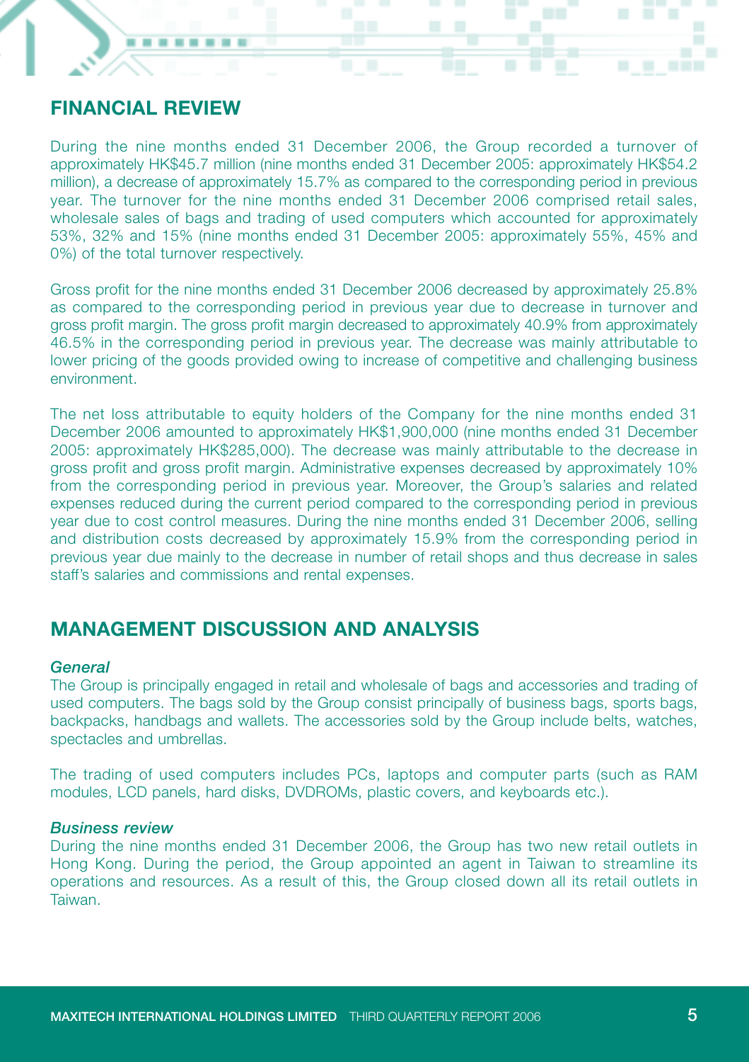## FINANCIAL REVIEW

During the nine months ended 31 December 2006, the Group recorded a turnover of approximately HK$45.7 million (nine months ended 31 December 2005: approximately HK$54.2 million), a decrease of approximately 15.7% as compared to the corresponding period in previous year. The turnover for the nine months ended 31 December 2006 comprised retail sales, wholesale sales of bags and trading of used computers which accounted for approximately 53%, 32% and 15% (nine months ended 31 December 2005: approximately 55%, 45% and 0%) of the total turnover respectively.

Gross profit for the nine months ended 31 December 2006 decreased by approximately 25.8% as compared to the corresponding period in previous year due to decrease in turnover and gross profit margin. The gross profit margin decreased to approximately 40.9% from approximately 46.5% in the corresponding period in previous year. The decrease was mainly attributable to lower pricing of the goods provided owing to increase of competitive and challenging business environment.

The net loss attributable to equity holders of the Company for the nine months ended 31 December 2006 amounted to approximately HK$1,900,000 (nine months ended 31 December 2005: approximately HK$285,000). The decrease was mainly attributable to the decrease in gross profit and gross profit margin. Administrative expenses decreased by approximately 10% from the corresponding period in previous year. Moreover, the Group's salaries and related expenses reduced during the current period compared to the corresponding period in previous year due to cost control measures. During the nine months ended 31 December 2006, selling and distribution costs decreased by approximately 15.9% from the corresponding period in previous year due mainly to the decrease in number of retail shops and thus decrease in sales staff's salaries and commissions and rental expenses.

## MANAGEMENT DISCUSSION AND ANALYSIS

### *General*

The Group is principally engaged in retail and wholesale of bags and accessories and trading of used computers. The bags sold by the Group consist principally of business bags, sports bags, backpacks, handbags and wallets. The accessories sold by the Group include belts, watches, spectacles and umbrellas.

The trading of used computers includes PCs, laptops and computer parts (such as RAM modules, LCD panels, hard disks, DVDROMs, plastic covers, and keyboards etc.).

### *Business review*

During the nine months ended 31 December 2006, the Group has two new retail outlets in Hong Kong. During the period, the Group appointed an agent in Taiwan to streamline its operations and resources. As a result of this, the Group closed down all its retail outlets in Taiwan.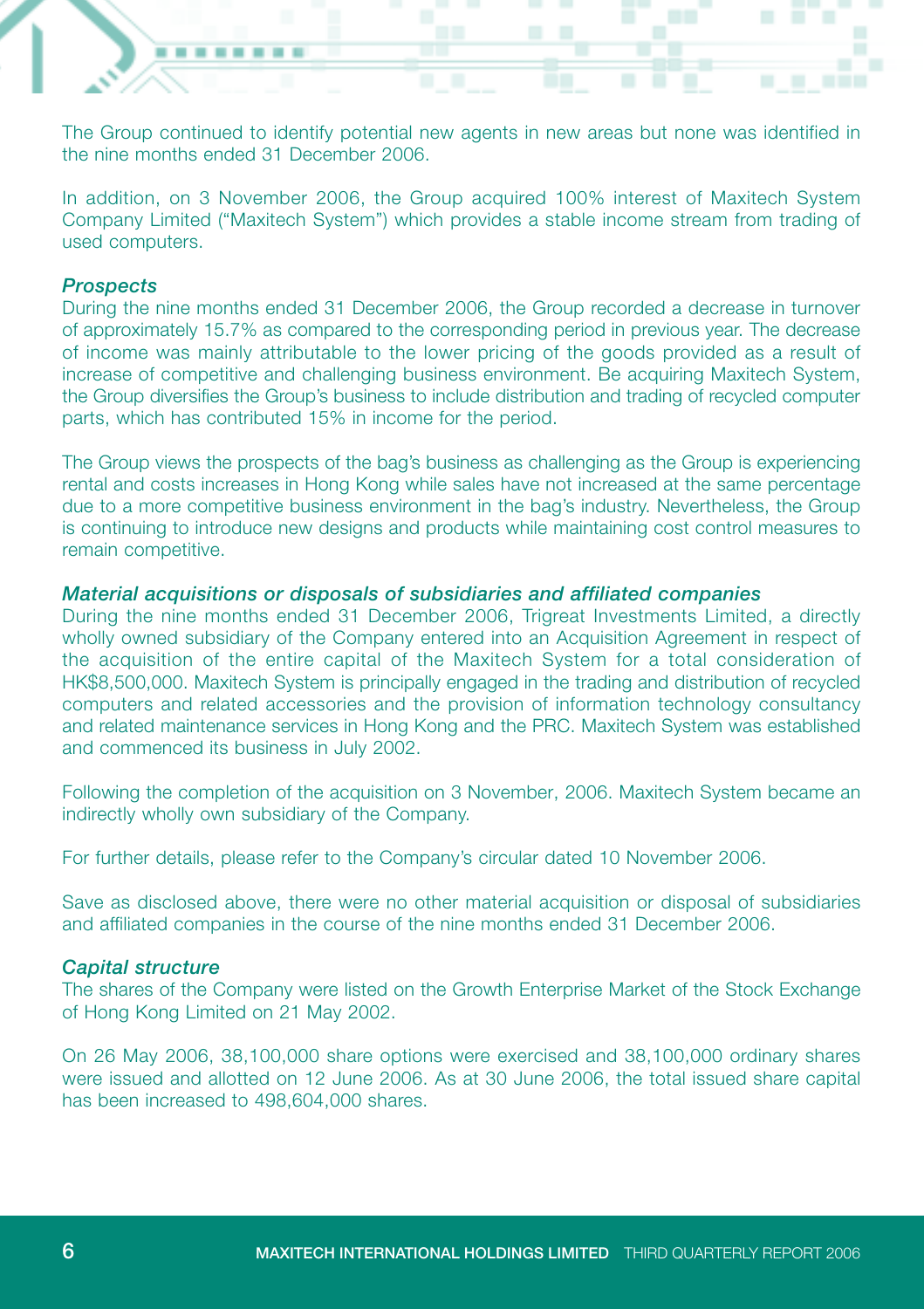The Group continued to identify potential new agents in new areas but none was identified in the nine months ended 31 December 2006.

In addition, on 3 November 2006, the Group acquired 100% interest of Maxitech System Company Limited ("Maxitech System") which provides a stable income stream from trading of used computers.

### *Prospects*

During the nine months ended 31 December 2006, the Group recorded a decrease in turnover of approximately 15.7% as compared to the corresponding period in previous year. The decrease of income was mainly attributable to the lower pricing of the goods provided as a result of increase of competitive and challenging business environment. Be acquiring Maxitech System, the Group diversifies the Group's business to include distribution and trading of recycled computer parts, which has contributed 15% in income for the period.

The Group views the prospects of the bag's business as challenging as the Group is experiencing rental and costs increases in Hong Kong while sales have not increased at the same percentage due to a more competitive business environment in the bag's industry. Nevertheless, the Group is continuing to introduce new designs and products while maintaining cost control measures to remain competitive.

### *Material acquisitions or disposals of subsidiaries and affiliated companies*

During the nine months ended 31 December 2006, Trigreat Investments Limited, a directly wholly owned subsidiary of the Company entered into an Acquisition Agreement in respect of the acquisition of the entire capital of the Maxitech System for a total consideration of HK$8,500,000. Maxitech System is principally engaged in the trading and distribution of recycled computers and related accessories and the provision of information technology consultancy and related maintenance services in Hong Kong and the PRC. Maxitech System was established and commenced its business in July 2002.

Following the completion of the acquisition on 3 November, 2006. Maxitech System became an indirectly wholly own subsidiary of the Company.

For further details, please refer to the Company's circular dated 10 November 2006.

Save as disclosed above, there were no other material acquisition or disposal of subsidiaries and affiliated companies in the course of the nine months ended 31 December 2006.

### *Capital structure*

The shares of the Company were listed on the Growth Enterprise Market of the Stock Exchange of Hong Kong Limited on 21 May 2002.

On 26 May 2006, 38,100,000 share options were exercised and 38,100,000 ordinary shares were issued and allotted on 12 June 2006. As at 30 June 2006, the total issued share capital has been increased to 498,604,000 shares.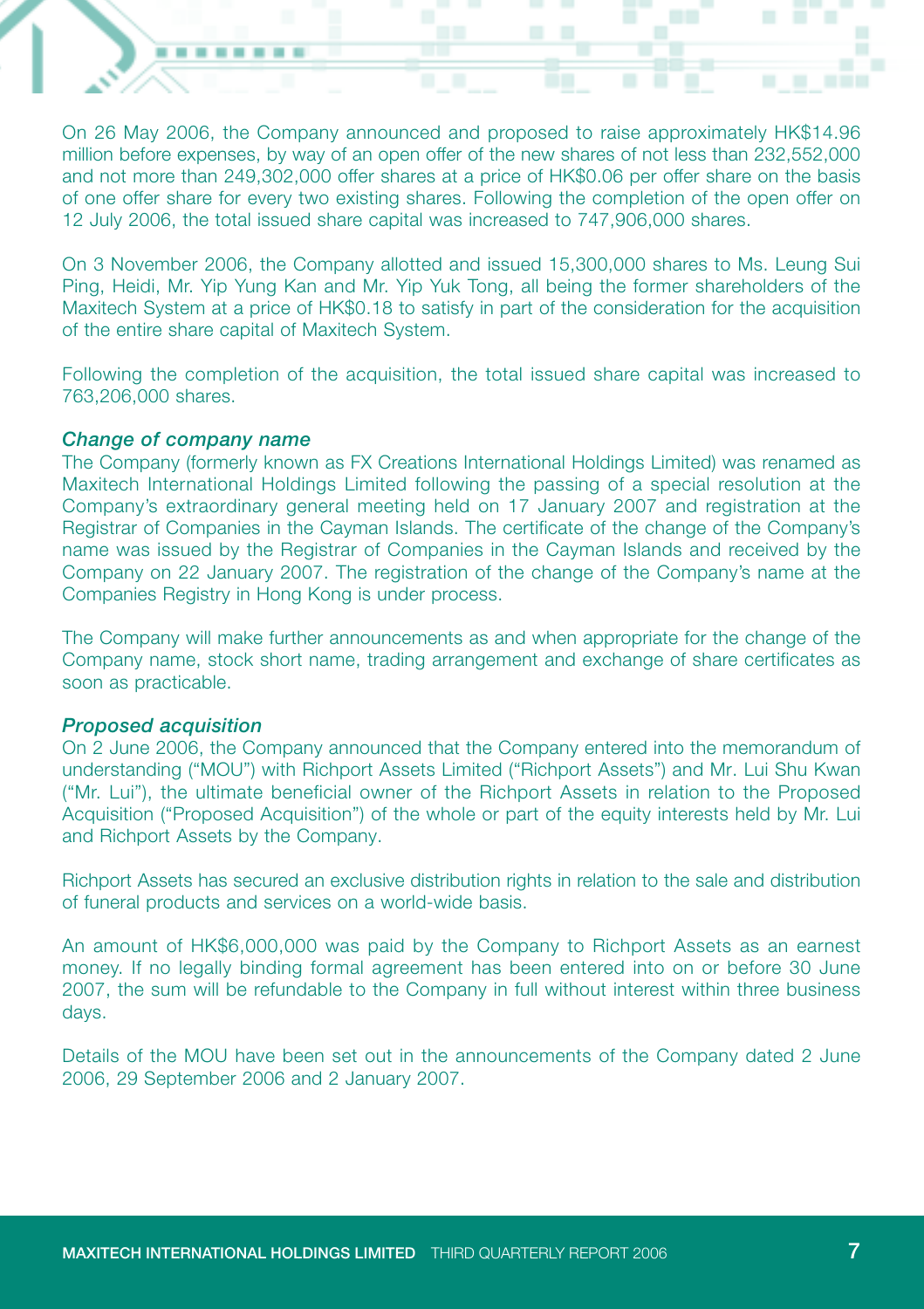On 26 May 2006, the Company announced and proposed to raise approximately HK$14.96 million before expenses, by way of an open offer of the new shares of not less than 232,552,000 and not more than 249,302,000 offer shares at a price of HK$0.06 per offer share on the basis of one offer share for every two existing shares. Following the completion of the open offer on 12 July 2006, the total issued share capital was increased to 747,906,000 shares.

On 3 November 2006, the Company allotted and issued 15,300,000 shares to Ms. Leung Sui Ping, Heidi, Mr. Yip Yung Kan and Mr. Yip Yuk Tong, all being the former shareholders of the Maxitech System at a price of HK$0.18 to satisfy in part of the consideration for the acquisition of the entire share capital of Maxitech System.

Following the completion of the acquisition, the total issued share capital was increased to 763,206,000 shares.

***Change of company name***

The Company (formerly known as FX Creations International Holdings Limited) was renamed as Maxitech International Holdings Limited following the passing of a special resolution at the Company's extraordinary general meeting held on 17 January 2007 and registration at the Registrar of Companies in the Cayman Islands. The certificate of the change of the Company's name was issued by the Registrar of Companies in the Cayman Islands and received by the Company on 22 January 2007. The registration of the change of the Company's name at the Companies Registry in Hong Kong is under process.

The Company will make further announcements as and when appropriate for the change of the Company name, stock short name, trading arrangement and exchange of share certificates as soon as practicable.

***Proposed acquisition***

On 2 June 2006, the Company announced that the Company entered into the memorandum of understanding ("MOU") with Richport Assets Limited ("Richport Assets") and Mr. Lui Shu Kwan ("Mr. Lui"), the ultimate beneficial owner of the Richport Assets in relation to the Proposed Acquisition ("Proposed Acquisition") of the whole or part of the equity interests held by Mr. Lui and Richport Assets by the Company.

Richport Assets has secured an exclusive distribution rights in relation to the sale and distribution of funeral products and services on a world-wide basis.

An amount of HK$6,000,000 was paid by the Company to Richport Assets as an earnest money. If no legally binding formal agreement has been entered into on or before 30 June 2007, the sum will be refundable to the Company in full without interest within three business days.

Details of the MOU have been set out in the announcements of the Company dated 2 June 2006, 29 September 2006 and 2 January 2007.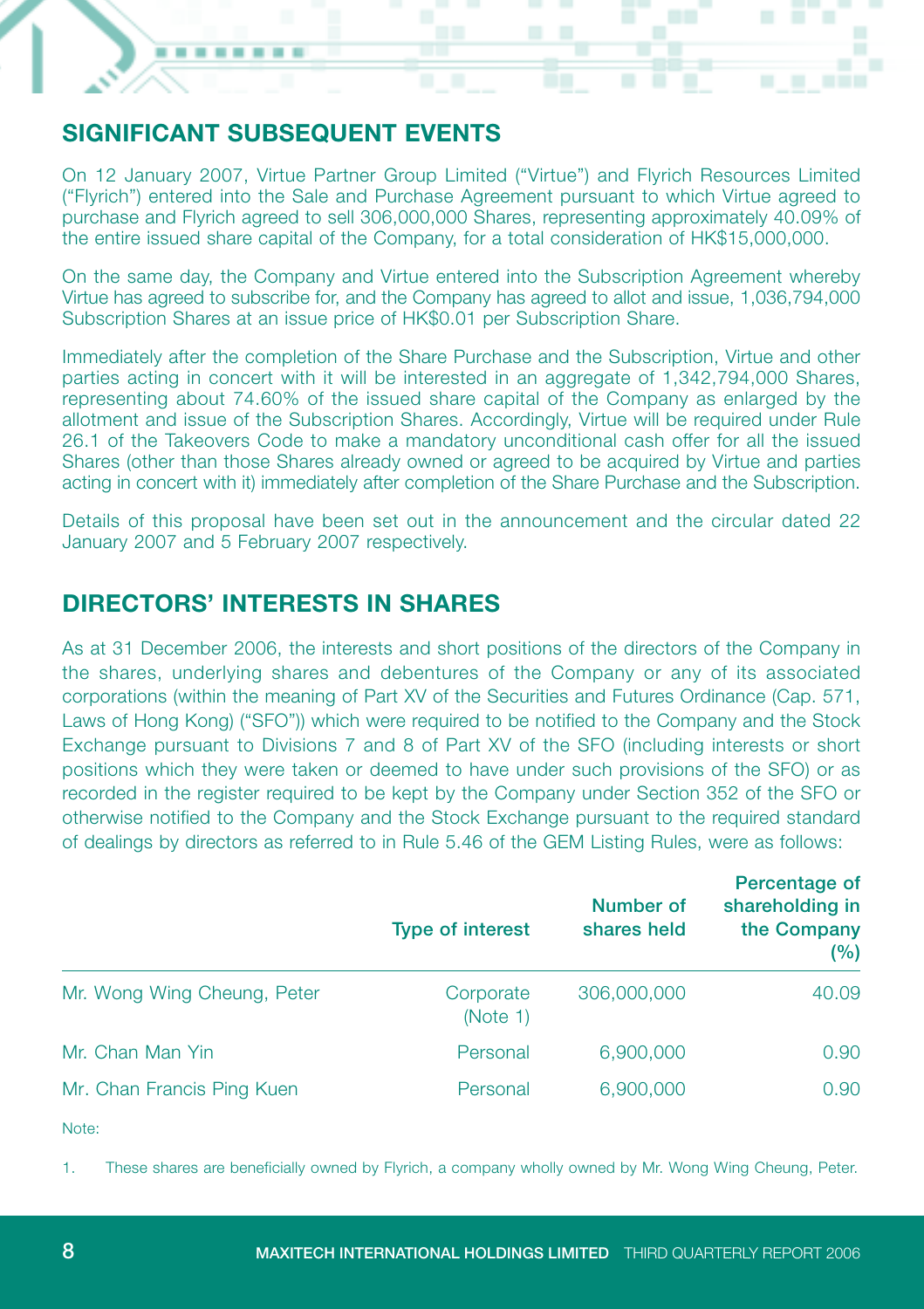## SIGNIFICANT SUBSEQUENT EVENTS

On 12 January 2007, Virtue Partner Group Limited ("Virtue") and Flyrich Resources Limited ("Flyrich") entered into the Sale and Purchase Agreement pursuant to which Virtue agreed to purchase and Flyrich agreed to sell 306,000,000 Shares, representing approximately 40.09% of the entire issued share capital of the Company, for a total consideration of HK$15,000,000.

On the same day, the Company and Virtue entered into the Subscription Agreement whereby Virtue has agreed to subscribe for, and the Company has agreed to allot and issue, 1,036,794,000 Subscription Shares at an issue price of HK$0.01 per Subscription Share.

Immediately after the completion of the Share Purchase and the Subscription, Virtue and other parties acting in concert with it will be interested in an aggregate of 1,342,794,000 Shares, representing about 74.60% of the issued share capital of the Company as enlarged by the allotment and issue of the Subscription Shares. Accordingly, Virtue will be required under Rule 26.1 of the Takeovers Code to make a mandatory unconditional cash offer for all the issued Shares (other than those Shares already owned or agreed to be acquired by Virtue and parties acting in concert with it) immediately after completion of the Share Purchase and the Subscription.

Details of this proposal have been set out in the announcement and the circular dated 22 January 2007 and 5 February 2007 respectively.

## DIRECTORS' INTERESTS IN SHARES

As at 31 December 2006, the interests and short positions of the directors of the Company in the shares, underlying shares and debentures of the Company or any of its associated corporations (within the meaning of Part XV of the Securities and Futures Ordinance (Cap. 571, Laws of Hong Kong) ("SFO")) which were required to be notified to the Company and the Stock Exchange pursuant to Divisions 7 and 8 of Part XV of the SFO (including interests or short positions which they were taken or deemed to have under such provisions of the SFO) or as recorded in the register required to be kept by the Company under Section 352 of the SFO or otherwise notified to the Company and the Stock Exchange pursuant to the required standard of dealings by directors as referred to in Rule 5.46 of the GEM Listing Rules, were as follows:

| | Type of interest | Number of shares held | Percentage of shareholding in the Company (%) |
|---|---|---|---|
| Mr. Wong Wing Cheung, Peter | Corporate (Note 1) | 306,000,000 | 40.09 |
| Mr. Chan Man Yin | Personal | 6,900,000 | 0.90 |
| Mr. Chan Francis Ping Kuen | Personal | 6,900,000 | 0.90 |

Note:

1. These shares are beneficially owned by Flyrich, a company wholly owned by Mr. Wong Wing Cheung, Peter.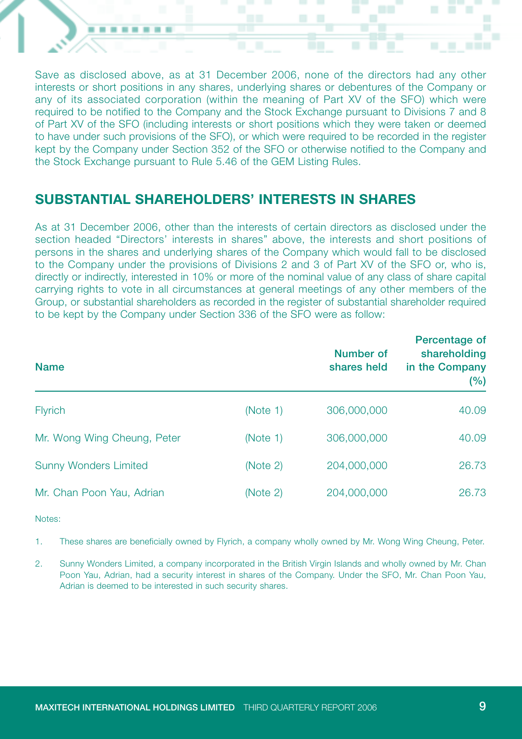Save as disclosed above, as at 31 December 2006, none of the directors had any other interests or short positions in any shares, underlying shares or debentures of the Company or any of its associated corporation (within the meaning of Part XV of the SFO) which were required to be notified to the Company and the Stock Exchange pursuant to Divisions 7 and 8 of Part XV of the SFO (including interests or short positions which they were taken or deemed to have under such provisions of the SFO), or which were required to be recorded in the register kept by the Company under Section 352 of the SFO or otherwise notified to the Company and the Stock Exchange pursuant to Rule 5.46 of the GEM Listing Rules.

## SUBSTANTIAL SHAREHOLDERS' INTERESTS IN SHARES

As at 31 December 2006, other than the interests of certain directors as disclosed under the section headed "Directors' interests in shares" above, the interests and short positions of persons in the shares and underlying shares of the Company which would fall to be disclosed to the Company under the provisions of Divisions 2 and 3 of Part XV of the SFO or, who is, directly or indirectly, interested in 10% or more of the nominal value of any class of share capital carrying rights to vote in all circumstances at general meetings of any other members of the Group, or substantial shareholders as recorded in the register of substantial shareholder required to be kept by the Company under Section 336 of the SFO were as follow:

| Name | | Number of shares held | Percentage of shareholding in the Company (%) |
|---|---|---|---|
| Flyrich | (Note 1) | 306,000,000 | 40.09 |
| Mr. Wong Wing Cheung, Peter | (Note 1) | 306,000,000 | 40.09 |
| Sunny Wonders Limited | (Note 2) | 204,000,000 | 26.73 |
| Mr. Chan Poon Yau, Adrian | (Note 2) | 204,000,000 | 26.73 |

Notes:

1. These shares are beneficially owned by Flyrich, a company wholly owned by Mr. Wong Wing Cheung, Peter.

2. Sunny Wonders Limited, a company incorporated in the British Virgin Islands and wholly owned by Mr. Chan Poon Yau, Adrian, had a security interest in shares of the Company. Under the SFO, Mr. Chan Poon Yau, Adrian is deemed to be interested in such security shares.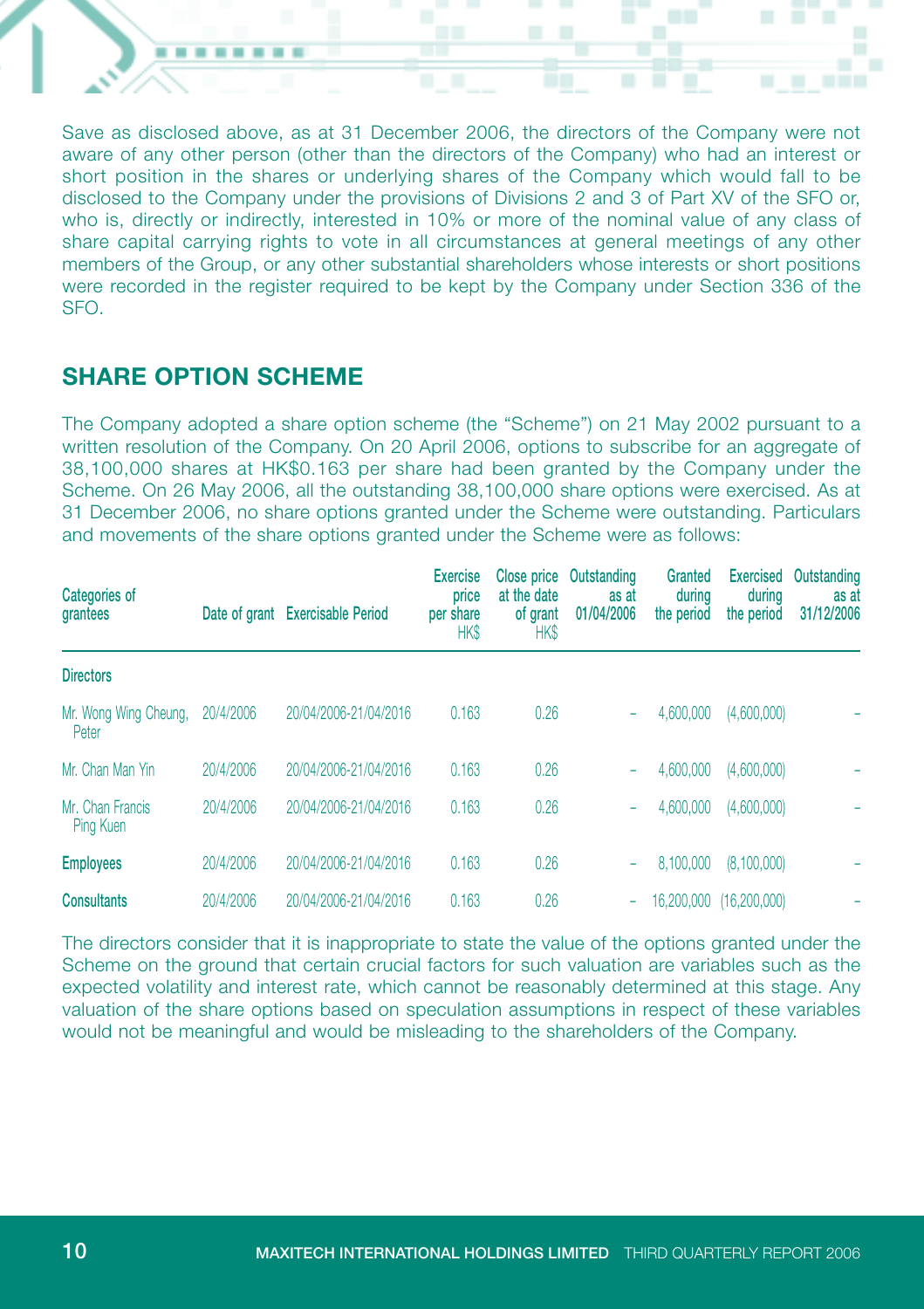Save as disclosed above, as at 31 December 2006, the directors of the Company were not aware of any other person (other than the directors of the Company) who had an interest or short position in the shares or underlying shares of the Company which would fall to be disclosed to the Company under the provisions of Divisions 2 and 3 of Part XV of the SFO or, who is, directly or indirectly, interested in 10% or more of the nominal value of any class of share capital carrying rights to vote in all circumstances at general meetings of any other members of the Group, or any other substantial shareholders whose interests or short positions were recorded in the register required to be kept by the Company under Section 336 of the SFO.

## SHARE OPTION SCHEME

The Company adopted a share option scheme (the "Scheme") on 21 May 2002 pursuant to a written resolution of the Company. On 20 April 2006, options to subscribe for an aggregate of 38,100,000 shares at HK$0.163 per share had been granted by the Company under the Scheme. On 26 May 2006, all the outstanding 38,100,000 share options were exercised. As at 31 December 2006, no share options granted under the Scheme were outstanding. Particulars and movements of the share options granted under the Scheme were as follows:

| Categories of grantees | Date of grant | Exercisable Period | Exercise price per share HK$ | Close price at the date of grant HK$ | Outstanding as at 01/04/2006 | Granted during the period | Exercised during the period | Outstanding as at 31/12/2006 |
|---|---|---|---|---|---|---|---|---|
| **Directors** | | | | | | | | |
| Mr. Wong Wing Cheung, Peter | 20/4/2006 | 20/04/2006-21/04/2016 | 0.163 | 0.26 | – | 4,600,000 | (4,600,000) | – |
| Mr. Chan Man Yin | 20/4/2006 | 20/04/2006-21/04/2016 | 0.163 | 0.26 | – | 4,600,000 | (4,600,000) | – |
| Mr. Chan Francis Ping Kuen | 20/4/2006 | 20/04/2006-21/04/2016 | 0.163 | 0.26 | – | 4,600,000 | (4,600,000) | – |
| **Employees** | 20/4/2006 | 20/04/2006-21/04/2016 | 0.163 | 0.26 | – | 8,100,000 | (8,100,000) | – |
| **Consultants** | 20/4/2006 | 20/04/2006-21/04/2016 | 0.163 | 0.26 | – | 16,200,000 | (16,200,000) | – |

The directors consider that it is inappropriate to state the value of the options granted under the Scheme on the ground that certain crucial factors for such valuation are variables such as the expected volatility and interest rate, which cannot be reasonably determined at this stage. Any valuation of the share options based on speculation assumptions in respect of these variables would not be meaningful and would be misleading to the shareholders of the Company.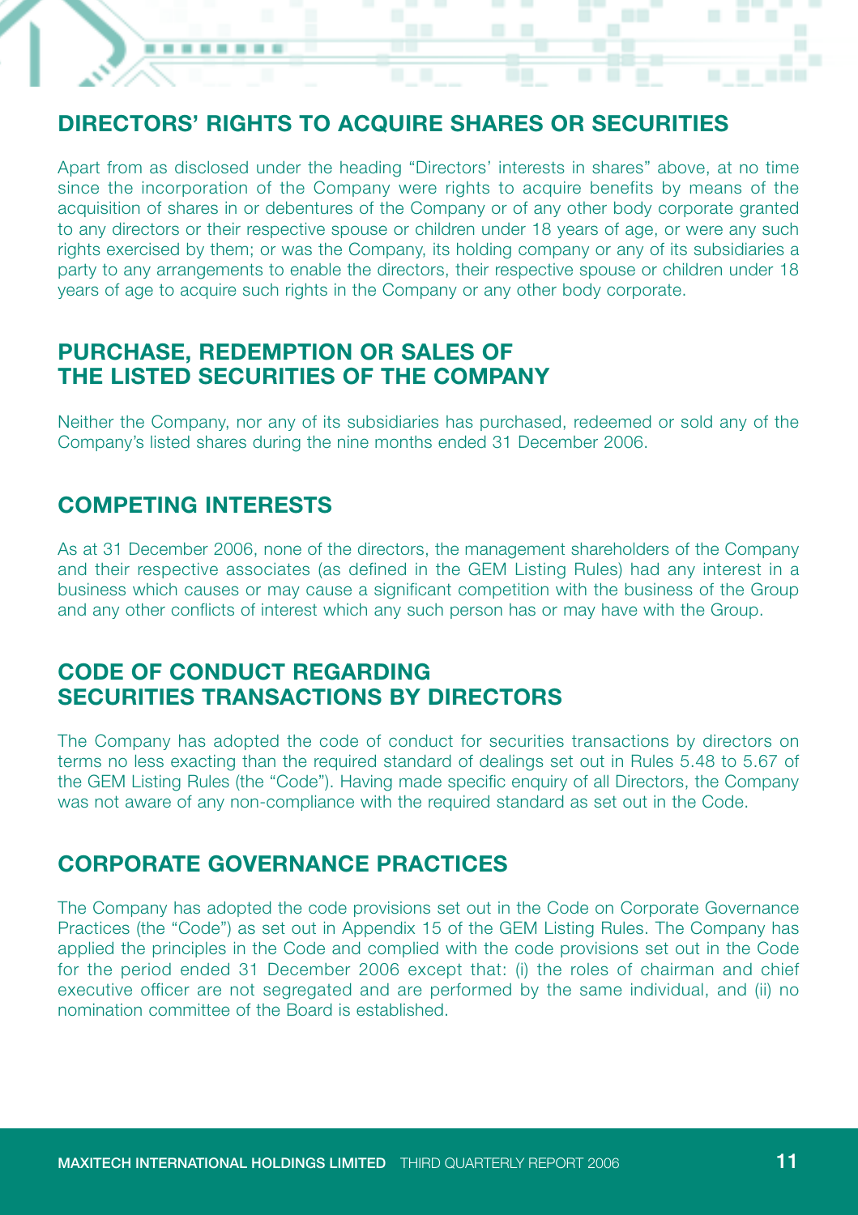## DIRECTORS' RIGHTS TO ACQUIRE SHARES OR SECURITIES

Apart from as disclosed under the heading "Directors' interests in shares" above, at no time since the incorporation of the Company were rights to acquire benefits by means of the acquisition of shares in or debentures of the Company or of any other body corporate granted to any directors or their respective spouse or children under 18 years of age, or were any such rights exercised by them; or was the Company, its holding company or any of its subsidiaries a party to any arrangements to enable the directors, their respective spouse or children under 18 years of age to acquire such rights in the Company or any other body corporate.

## PURCHASE, REDEMPTION OR SALES OF THE LISTED SECURITIES OF THE COMPANY

Neither the Company, nor any of its subsidiaries has purchased, redeemed or sold any of the Company's listed shares during the nine months ended 31 December 2006.

## COMPETING INTERESTS

As at 31 December 2006, none of the directors, the management shareholders of the Company and their respective associates (as defined in the GEM Listing Rules) had any interest in a business which causes or may cause a significant competition with the business of the Group and any other conflicts of interest which any such person has or may have with the Group.

## CODE OF CONDUCT REGARDING SECURITIES TRANSACTIONS BY DIRECTORS

The Company has adopted the code of conduct for securities transactions by directors on terms no less exacting than the required standard of dealings set out in Rules 5.48 to 5.67 of the GEM Listing Rules (the "Code"). Having made specific enquiry of all Directors, the Company was not aware of any non-compliance with the required standard as set out in the Code.

## CORPORATE GOVERNANCE PRACTICES

The Company has adopted the code provisions set out in the Code on Corporate Governance Practices (the "Code") as set out in Appendix 15 of the GEM Listing Rules. The Company has applied the principles in the Code and complied with the code provisions set out in the Code for the period ended 31 December 2006 except that: (i) the roles of chairman and chief executive officer are not segregated and are performed by the same individual, and (ii) no nomination committee of the Board is established.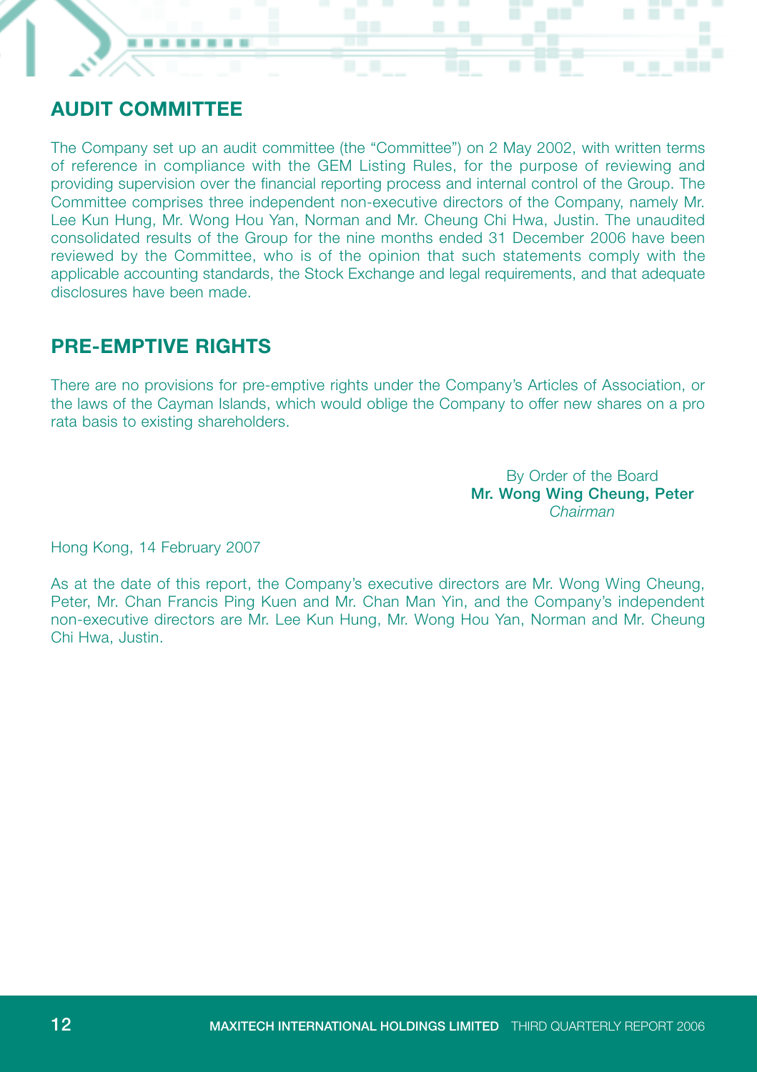## AUDIT COMMITTEE

The Company set up an audit committee (the "Committee") on 2 May 2002, with written terms of reference in compliance with the GEM Listing Rules, for the purpose of reviewing and providing supervision over the financial reporting process and internal control of the Group. The Committee comprises three independent non-executive directors of the Company, namely Mr. Lee Kun Hung, Mr. Wong Hou Yan, Norman and Mr. Cheung Chi Hwa, Justin. The unaudited consolidated results of the Group for the nine months ended 31 December 2006 have been reviewed by the Committee, who is of the opinion that such statements comply with the applicable accounting standards, the Stock Exchange and legal requirements, and that adequate disclosures have been made.

## PRE-EMPTIVE RIGHTS

There are no provisions for pre-emptive rights under the Company's Articles of Association, or the laws of the Cayman Islands, which would oblige the Company to offer new shares on a pro rata basis to existing shareholders.

By Order of the Board
**Mr. Wong Wing Cheung, Peter**
*Chairman*

Hong Kong, 14 February 2007

As at the date of this report, the Company's executive directors are Mr. Wong Wing Cheung, Peter, Mr. Chan Francis Ping Kuen and Mr. Chan Man Yin, and the Company's independent non-executive directors are Mr. Lee Kun Hung, Mr. Wong Hou Yan, Norman and Mr. Cheung Chi Hwa, Justin.